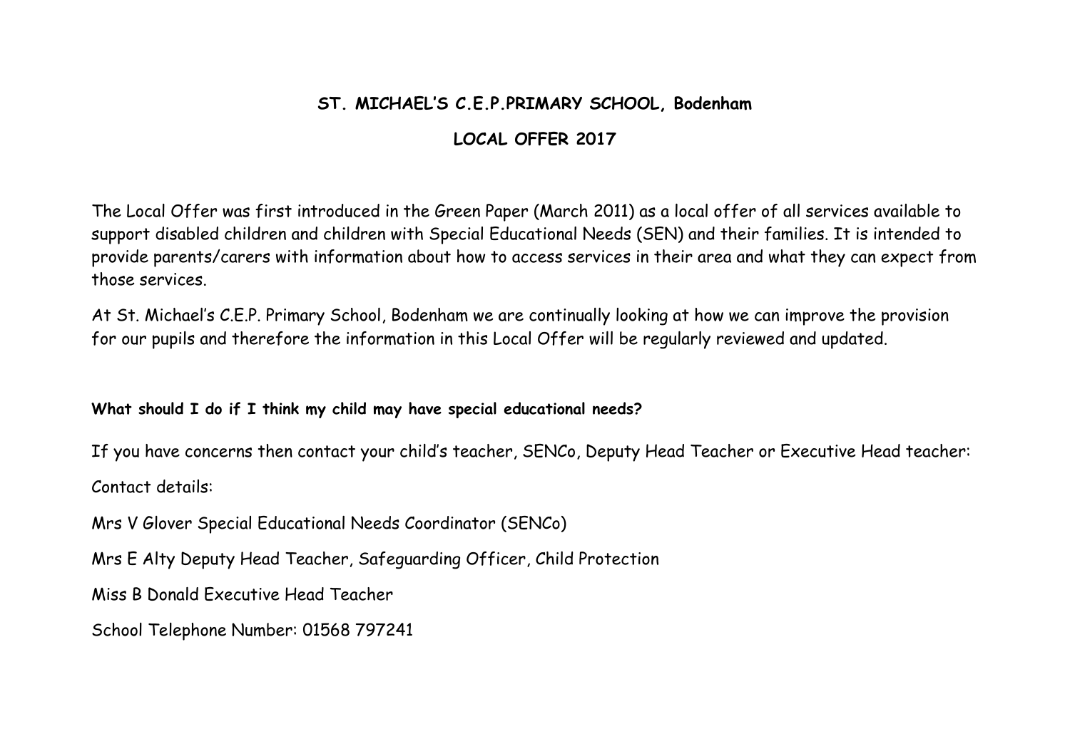# ST. MICHAEL'S C.E.P.PRIMARY SCHOOL, Bodenham

## LOCAL OFFER 2017

The Local Offer was first introduced in the Green Paper (March 2011) as a local offer of all services available to support disabled children and children with Special Educational Needs (SEN) and their families. It is intended to provide parents/carers with information about how to access services in their area and what they can expect from those services.

At St. Michael's C.E.P. Primary School, Bodenham we are continually looking at how we can improve the provision for our pupils and therefore the information in this Local Offer will be regularly reviewed and updated.

**What should I do if I think my child may have special educational needs?**

If you have concerns then contact your child's teacher, SENCo, Deputy Head Teacher or Executive Head teacher:

Contact details:

Mrs V Glover Special Educational Needs Coordinator (SENCo)

Mrs E Alty Deputy Head Teacher, Safeguarding Officer, Child Protection

Miss B Donald Executive Head Teacher

School Telephone Number: 01568 797241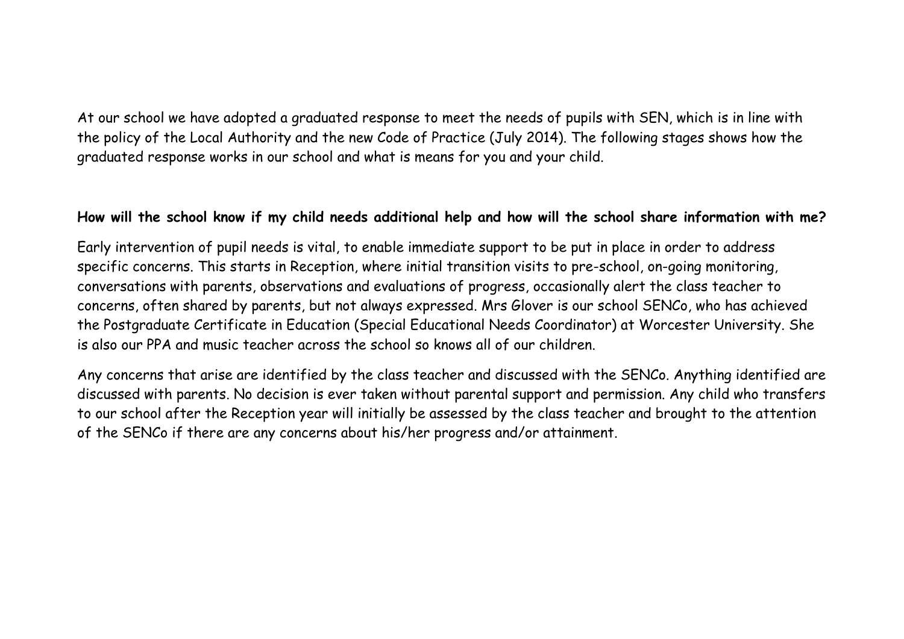At our school we have adopted a graduated response to meet the needs of pupils with SEN, which is in line with the policy of the Local Authority and the new Code of Practice (July 2014). The following stages shows how the graduated response works in our school and what is means for you and your child.

**How will the school know if my child needs additional help and how will the school share information with me?**

Early intervention of pupil needs is vital, to enable immediate support to be put in place in order to address specific concerns. This starts in Reception, where initial transition visits to pre-school, on-going monitoring, conversations with parents, observations and evaluations of progress, occasionally alert the class teacher to concerns, often shared by parents, but not always expressed. Mrs Glover is our school SENCo, who has achieved the Postgraduate Certificate in Education (Special Educational Needs Coordinator) at Worcester University. She is also our PPA and music teacher across the school so knows all of our children.

Any concerns that arise are identified by the class teacher and discussed with the SENCo. Anything identified are discussed with parents. No decision is ever taken without parental support and permission. Any child who transfers to our school after the Reception year will initially be assessed by the class teacher and brought to the attention of the SENCo if there are any concerns about his/her progress and/or attainment.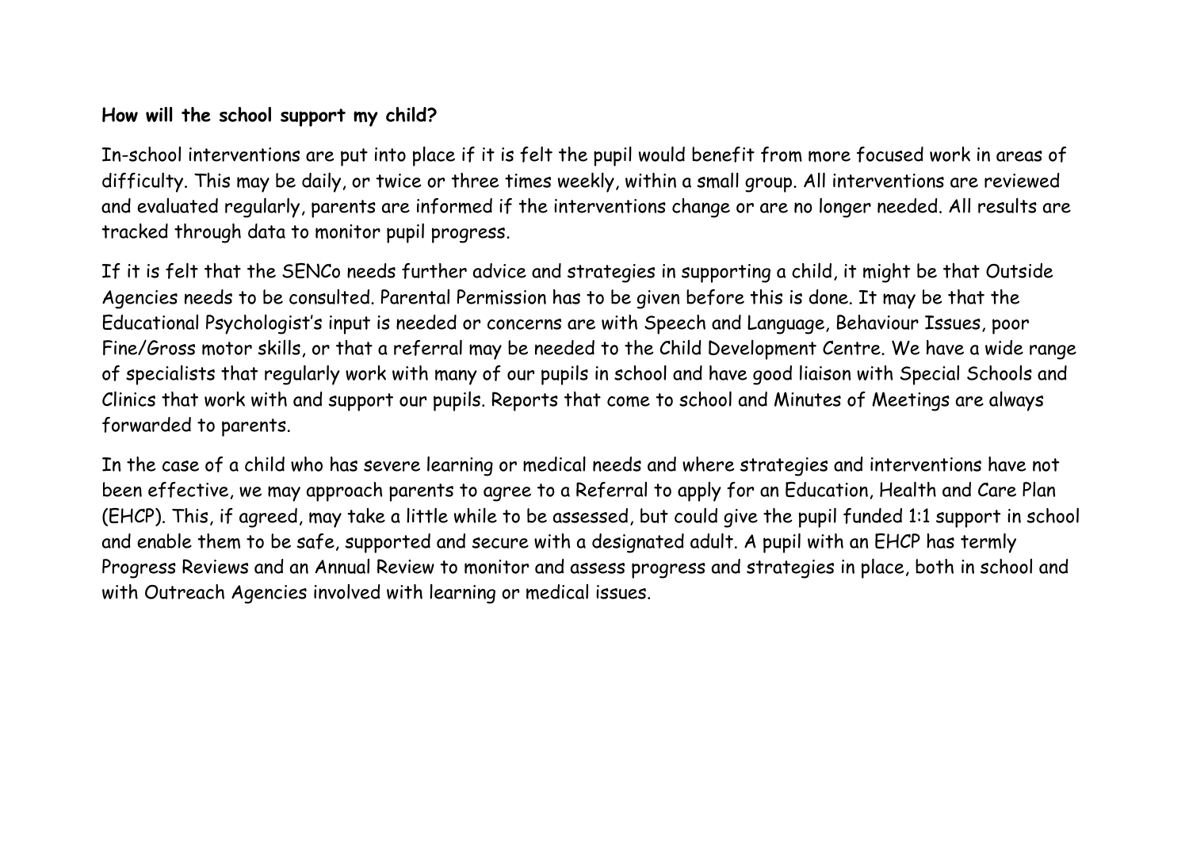**How will the school support my child?**

In-school interventions are put into place if it is felt the pupil would benefit from more focused work in areas of difficulty. This may be daily, or twice or three times weekly, within a small group. All interventions are reviewed and evaluated regularly, parents are informed if the interventions change or are no longer needed. All results are tracked through data to monitor pupil progress.

If it is felt that the SENCo needs further advice and strategies in supporting a child, it might be that Outside Agencies needs to be consulted. Parental Permission has to be given before this is done. It may be that the Educational Psychologist's input is needed or concerns are with Speech and Language, Behaviour Issues, poor Fine/Gross motor skills, or that a referral may be needed to the Child Development Centre. We have a wide range of specialists that regularly work with many of our pupils in school and have good liaison with Special Schools and Clinics that work with and support our pupils. Reports that come to school and Minutes of Meetings are always forwarded to parents.

In the case of a child who has severe learning or medical needs and where strategies and interventions have not been effective, we may approach parents to agree to a Referral to apply for an Education, Health and Care Plan (EHCP). This, if agreed, may take a little while to be assessed, but could give the pupil funded 1:1 support in school and enable them to be safe, supported and secure with a designated adult. A pupil with an EHCP has termly Progress Reviews and an Annual Review to monitor and assess progress and strategies in place, both in school and with Outreach Agencies involved with learning or medical issues.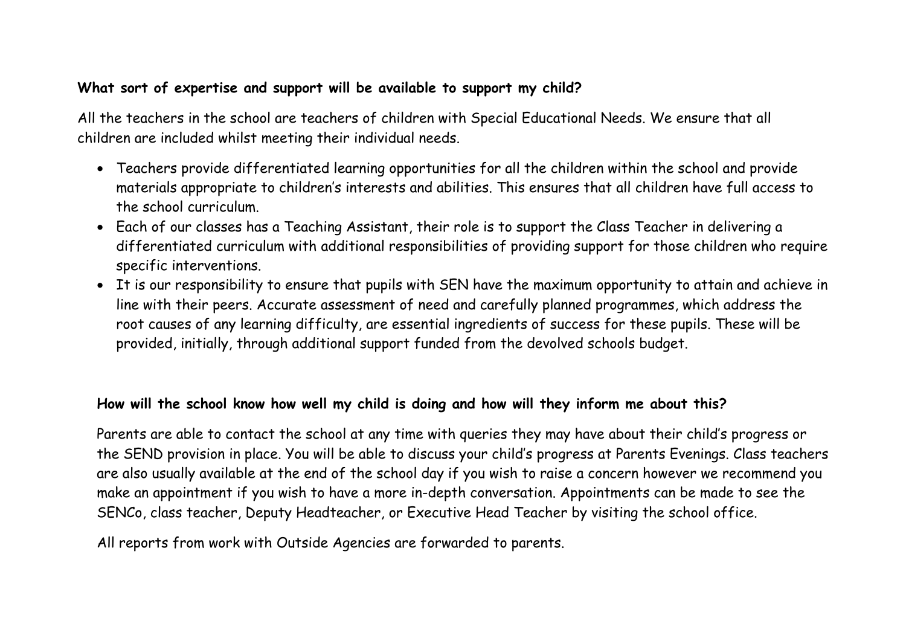**What sort of expertise and support will be available to support my child?**

All the teachers in the school are teachers of children with Special Educational Needs. We ensure that all children are included whilst meeting their individual needs.

- Teachers provide differentiated learning opportunities for all the children within the school and provide materials appropriate to children's interests and abilities. This ensures that all children have full access to the school curriculum.
- Each of our classes has a Teaching Assistant, their role is to support the Class Teacher in delivering a differentiated curriculum with additional responsibilities of providing support for those children who require specific interventions.
- It is our responsibility to ensure that pupils with SEN have the maximum opportunity to attain and achieve in line with their peers. Accurate assessment of need and carefully planned programmes, which address the root causes of any learning difficulty, are essential ingredients of success for these pupils. These will be provided, initially, through additional support funded from the devolved schools budget.

**How will the school know how well my child is doing and how will they inform me about this?**

Parents are able to contact the school at any time with queries they may have about their child's progress or the SEND provision in place. You will be able to discuss your child's progress at Parents Evenings. Class teachers are also usually available at the end of the school day if you wish to raise a concern however we recommend you make an appointment if you wish to have a more in-depth conversation. Appointments can be made to see the SENCo, class teacher, Deputy Headteacher, or Executive Head Teacher by visiting the school office.

All reports from work with Outside Agencies are forwarded to parents.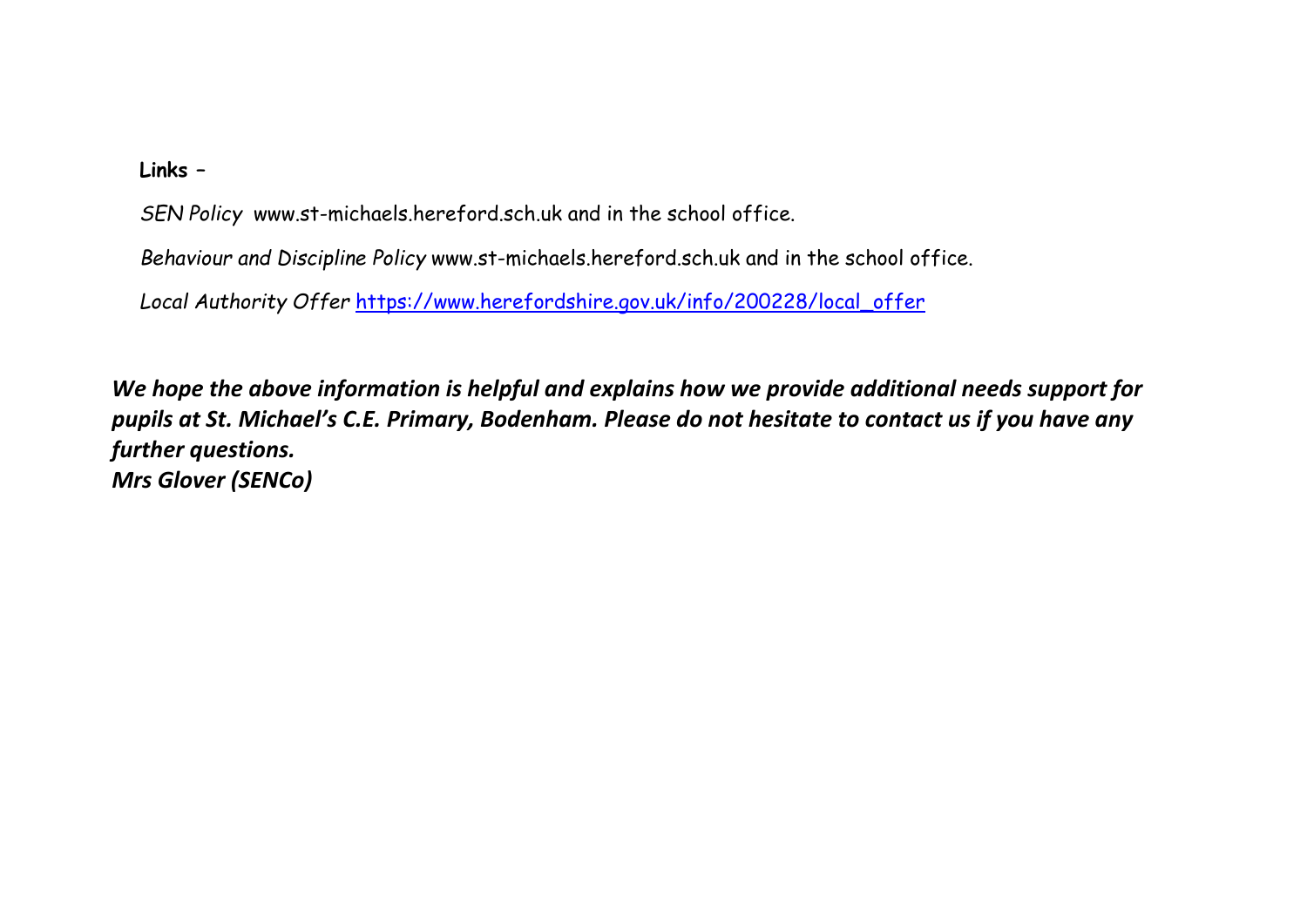**Links –**

*SEN Policy* www.st-michaels.hereford.sch.uk and in the school office.

*Behaviour and Discipline Policy* www.st-michaels.hereford.sch.uk and in the school office.

*Local Authority Offer* [https://www.herefordshire.gov.uk/info/200228/local_offer](https://www.herefordshire.gov.uk/info/200228/local_offer)

***We hope the above information is helpful and explains how we provide additional needs support for pupils at St. Michael's C.E. Primary, Bodenham. Please do not hesitate to contact us if you have any further questions.***
***Mrs Glover (SENCo)***